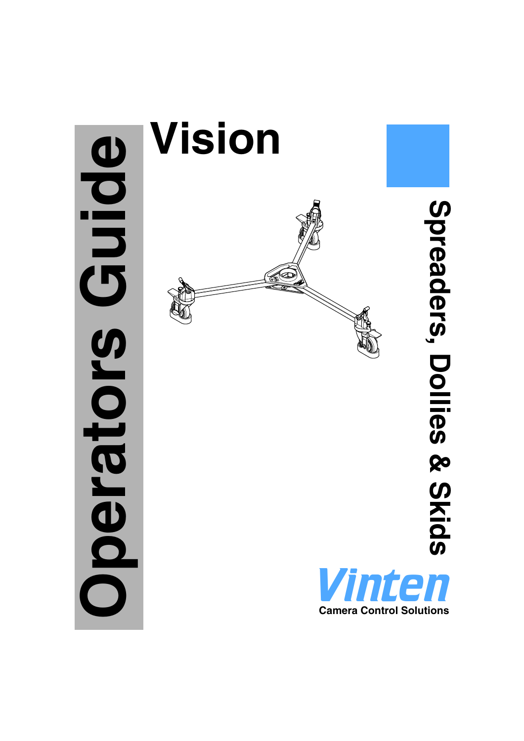# Operators Guide

# Vision

## Spreaders, Dollies & Skids

Vinten

Camera Control Solutions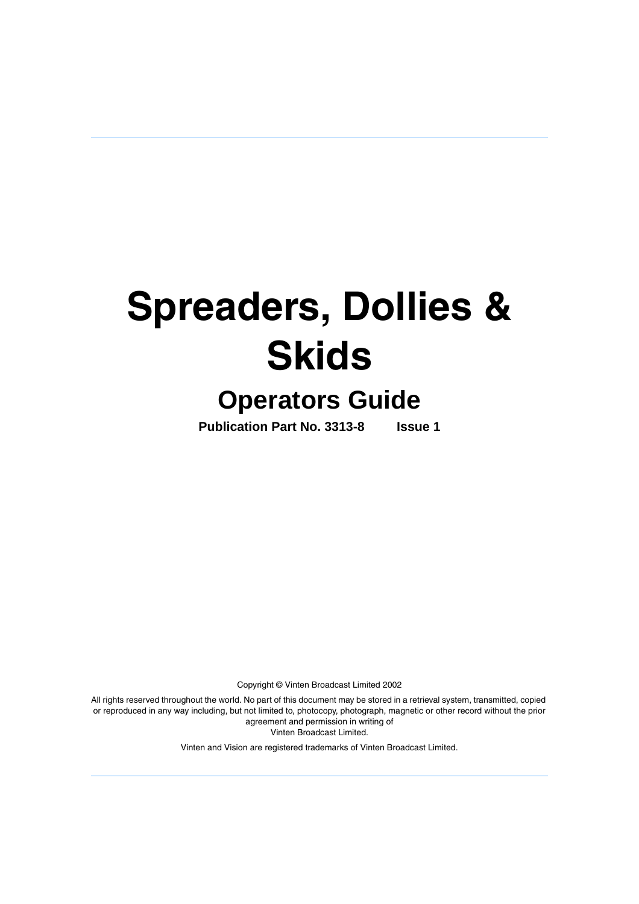# Spreaders, Dollies & Skids

## Operators Guide

**Publication Part No. 3313-8 Issue 1**

Copyright © Vinten Broadcast Limited 2002

All rights reserved throughout the world. No part of this document may be stored in a retrieval system, transmitted, copied or reproduced in any way including, but not limited to, photocopy, photograph, magnetic or other record without the prior agreement and permission in writing of Vinten Broadcast Limited.

Vinten and Vision are registered trademarks of Vinten Broadcast Limited.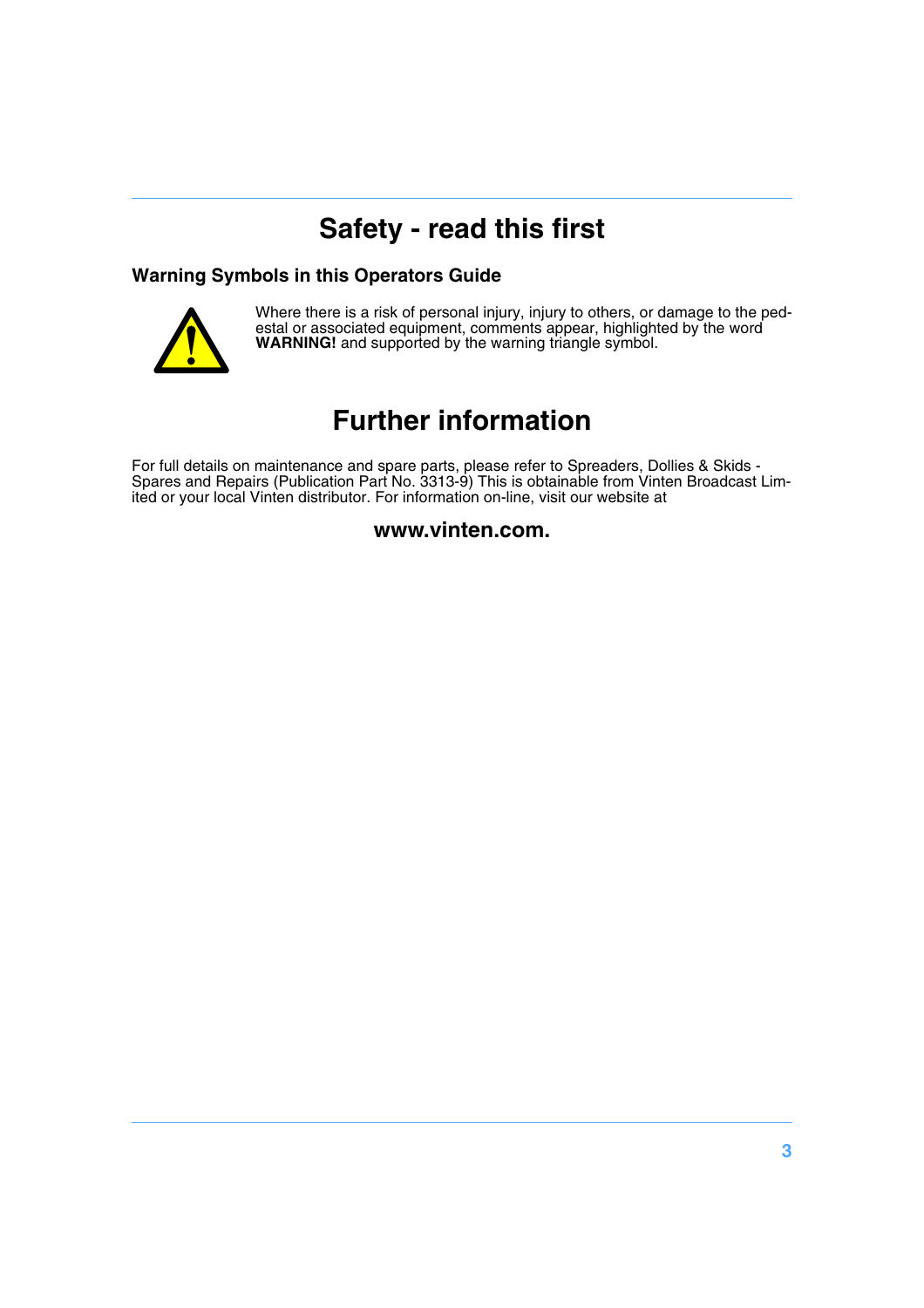# Safety - read this first

### Warning Symbols in this Operators Guide

Where there is a risk of personal injury, injury to others, or damage to the pedestal or associated equipment, comments appear, highlighted by the word **WARNING!** and supported by the warning triangle symbol.

# Further information

For full details on maintenance and spare parts, please refer to Spreaders, Dollies & Skids - Spares and Repairs (Publication Part No. 3313-9) This is obtainable from Vinten Broadcast Limited or your local Vinten distributor. For information on-line, visit our website at

**www.vinten.com.**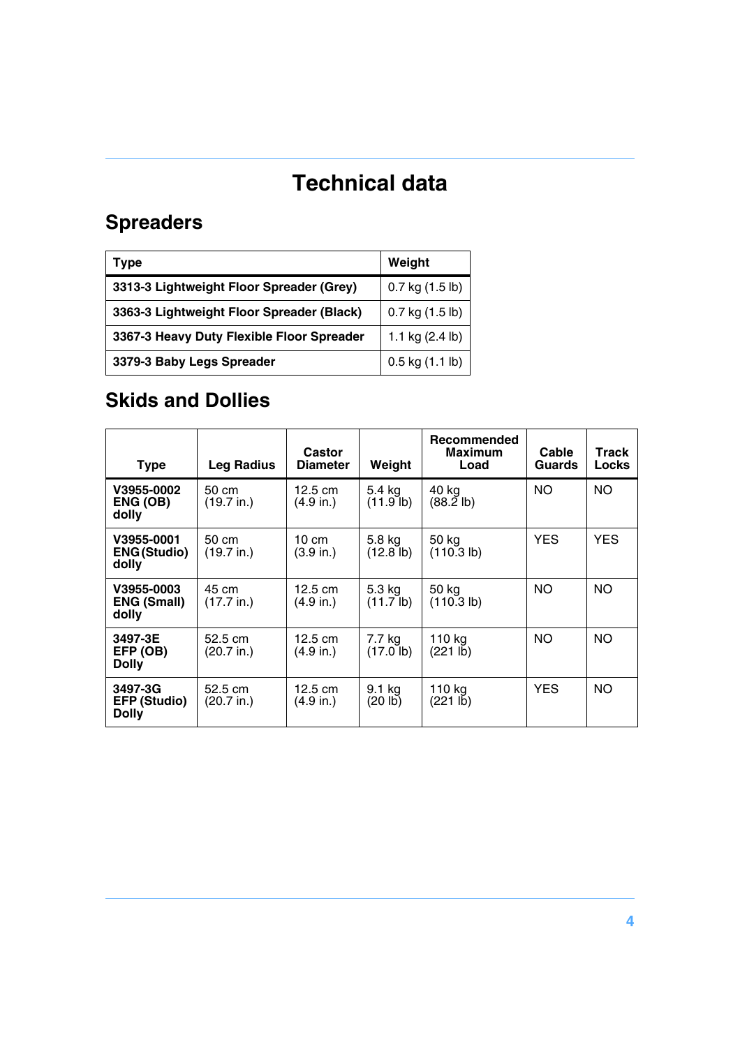# Technical data

## Spreaders

| Type | Weight |
|---|---|
| **3313-3 Lightweight Floor Spreader (Grey)** | 0.7 kg (1.5 lb) |
| **3363-3 Lightweight Floor Spreader (Black)** | 0.7 kg (1.5 lb) |
| **3367-3 Heavy Duty Flexible Floor Spreader** | 1.1 kg (2.4 lb) |
| **3379-3 Baby Legs Spreader** | 0.5 kg (1.1 lb) |

## Skids and Dollies

| Type | Leg Radius | Castor Diameter | Weight | Recommended Maximum Load | Cable Guards | Track Locks |
|---|---|---|---|---|---|---|
| **V3955-0002 ENG (OB) dolly** | 50 cm (19.7 in.) | 12.5 cm (4.9 in.) | 5.4 kg (11.9 lb) | 40 kg (88.2 lb) | NO | NO |
| **V3955-0001 ENG (Studio) dolly** | 50 cm (19.7 in.) | 10 cm (3.9 in.) | 5.8 kg (12.8 lb) | 50 kg (110.3 lb) | YES | YES |
| **V3955-0003 ENG (Small) dolly** | 45 cm (17.7 in.) | 12.5 cm (4.9 in.) | 5.3 kg (11.7 lb) | 50 kg (110.3 lb) | NO | NO |
| **3497-3E EFP (OB) Dolly** | 52.5 cm (20.7 in.) | 12.5 cm (4.9 in.) | 7.7 kg (17.0 lb) | 110 kg (221 lb) | NO | NO |
| **3497-3G EFP (Studio) Dolly** | 52.5 cm (20.7 in.) | 12.5 cm (4.9 in.) | 9.1 kg (20 lb) | 110 kg (221 lb) | YES | NO |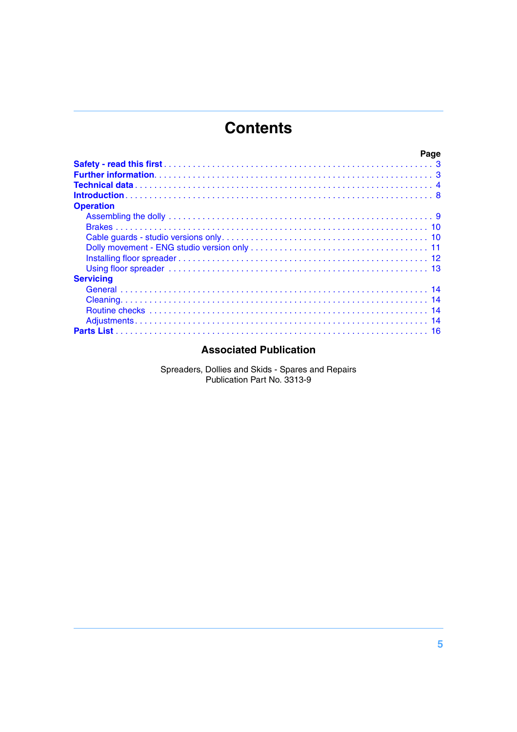# Contents

| | Page |
|---|---|
| **Safety - read this first** | 3 |
| **Further information** | 3 |
| **Technical data** | 4 |
| **Introduction** | 8 |
| **Operation** | |
| Assembling the dolly | 9 |
| Brakes | 10 |
| Cable guards - studio versions only | 10 |
| Dolly movement - ENG studio version only | 11 |
| Installing floor spreader | 12 |
| Using floor spreader | 13 |
| **Servicing** | |
| General | 14 |
| Cleaning | 14 |
| Routine checks | 14 |
| Adjustments | 14 |
| **Parts List** | 16 |

## Associated Publication

Spreaders, Dollies and Skids - Spares and Repairs
Publication Part No. 3313-9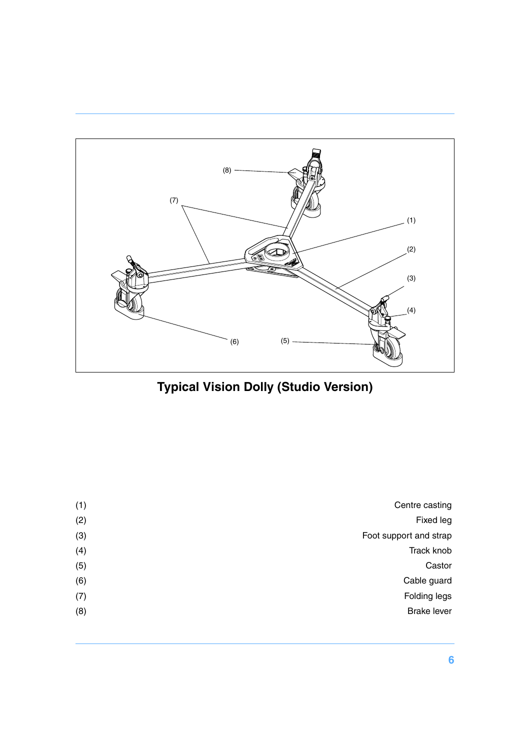**Typical Vision Dolly (Studio Version)**

| | |
|---|---|
| (1) | Centre casting |
| (2) | Fixed leg |
| (3) | Foot support and strap |
| (4) | Track knob |
| (5) | Castor |
| (6) | Cable guard |
| (7) | Folding legs |
| (8) | Brake lever |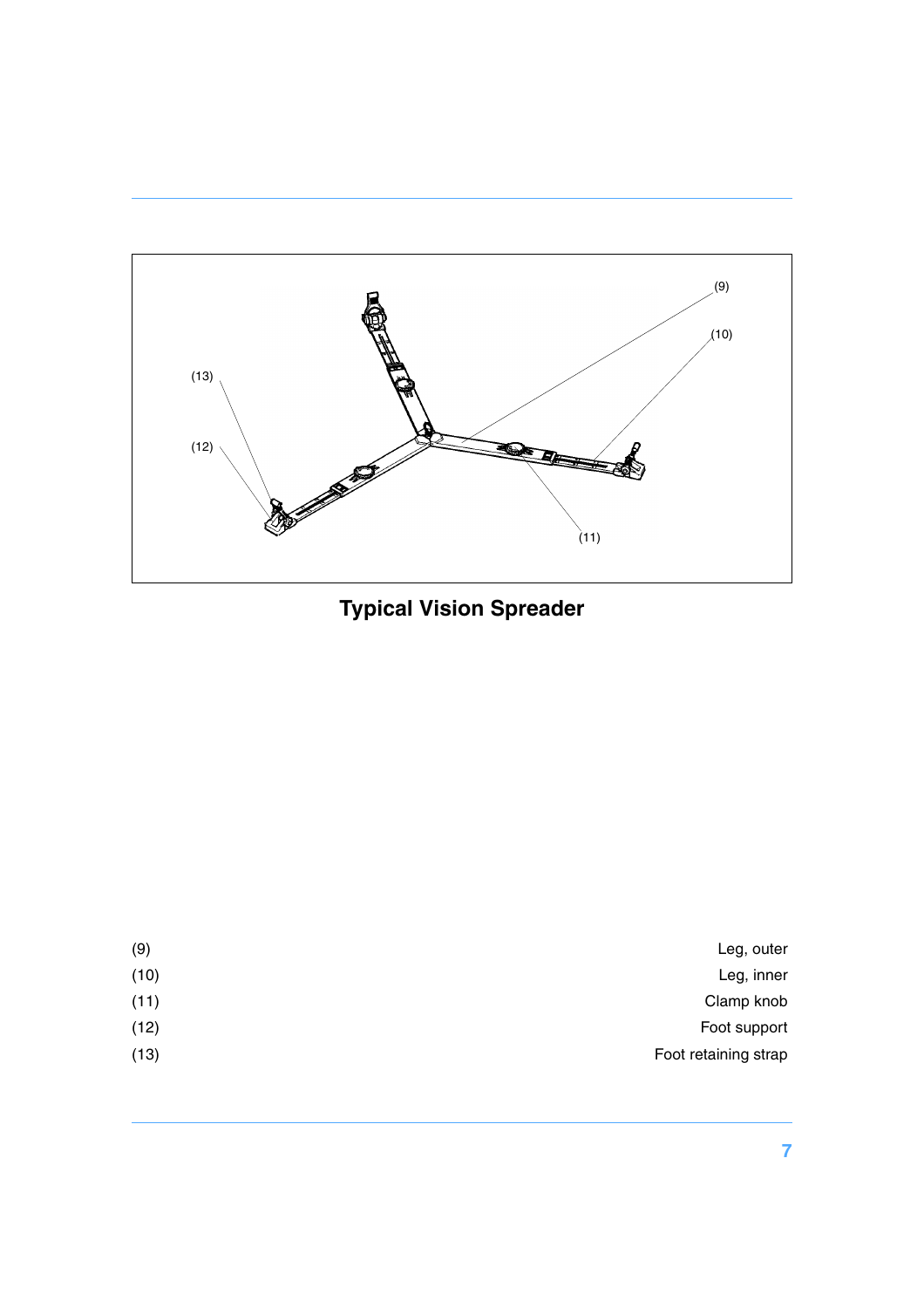**Typical Vision Spreader**

| | |
|---|---|
| (9) | Leg, outer |
| (10) | Leg, inner |
| (11) | Clamp knob |
| (12) | Foot support |
| (13) | Foot retaining strap |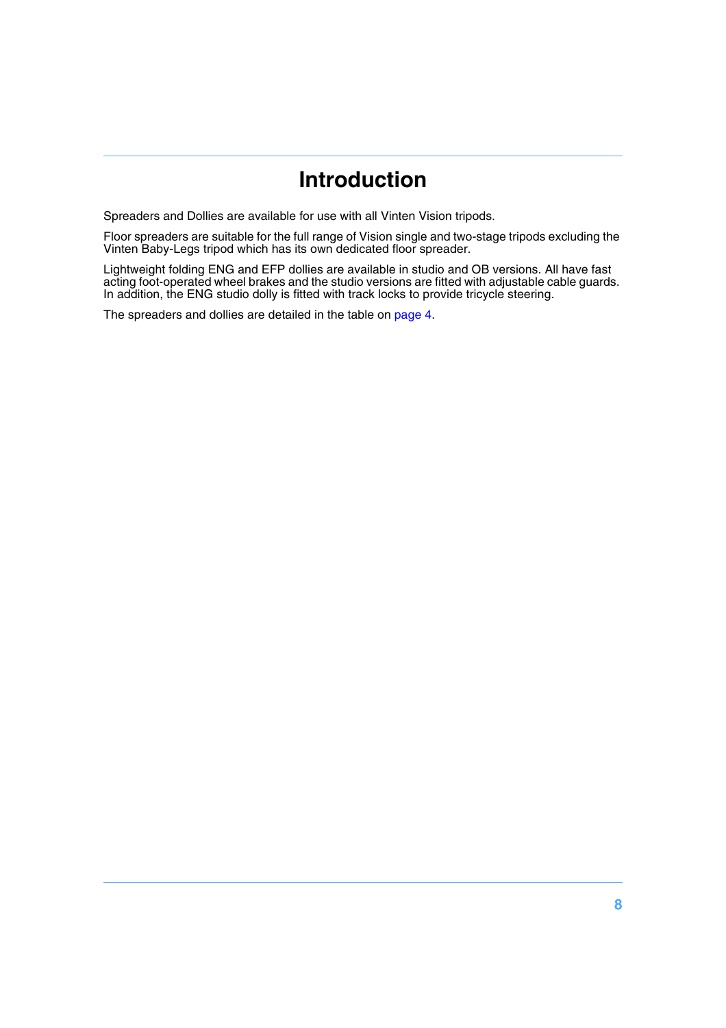# Introduction

Spreaders and Dollies are available for use with all Vinten Vision tripods.

Floor spreaders are suitable for the full range of Vision single and two-stage tripods excluding the Vinten Baby-Legs tripod which has its own dedicated floor spreader.

Lightweight folding ENG and EFP dollies are available in studio and OB versions. All have fast acting foot-operated wheel brakes and the studio versions are fitted with adjustable cable guards. In addition, the ENG studio dolly is fitted with track locks to provide tricycle steering.

The spreaders and dollies are detailed in the table on page 4.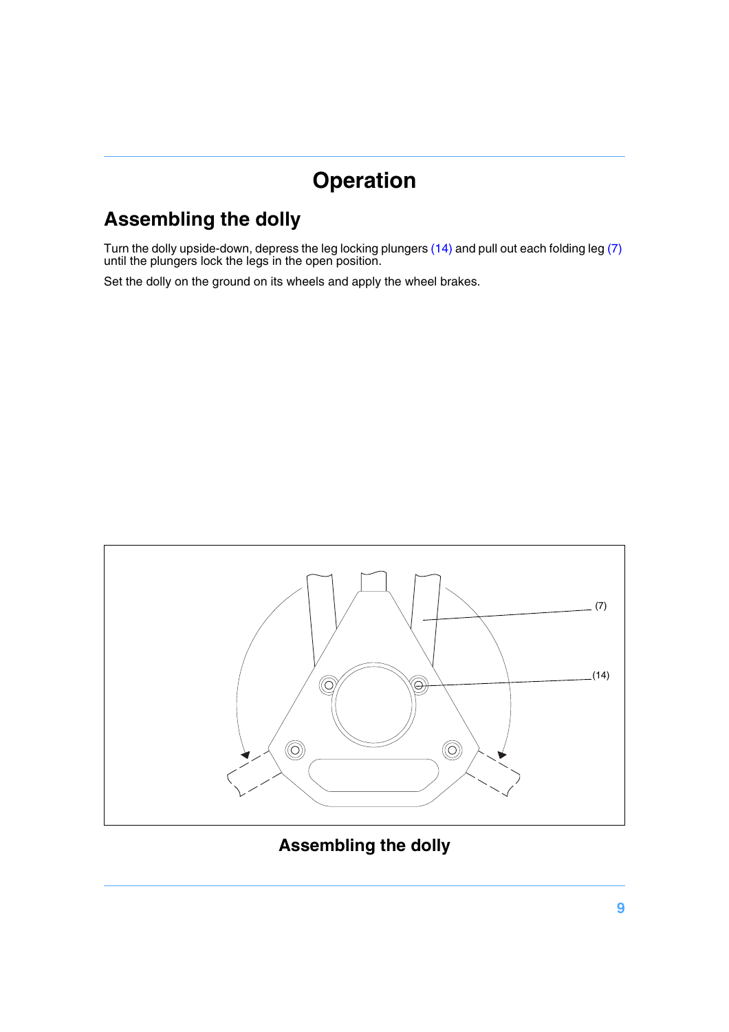# Operation

## Assembling the dolly

Turn the dolly upside-down, depress the leg locking plungers (14) and pull out each folding leg (7) until the plungers lock the legs in the open position.

Set the dolly on the ground on its wheels and apply the wheel brakes.

**Assembling the dolly**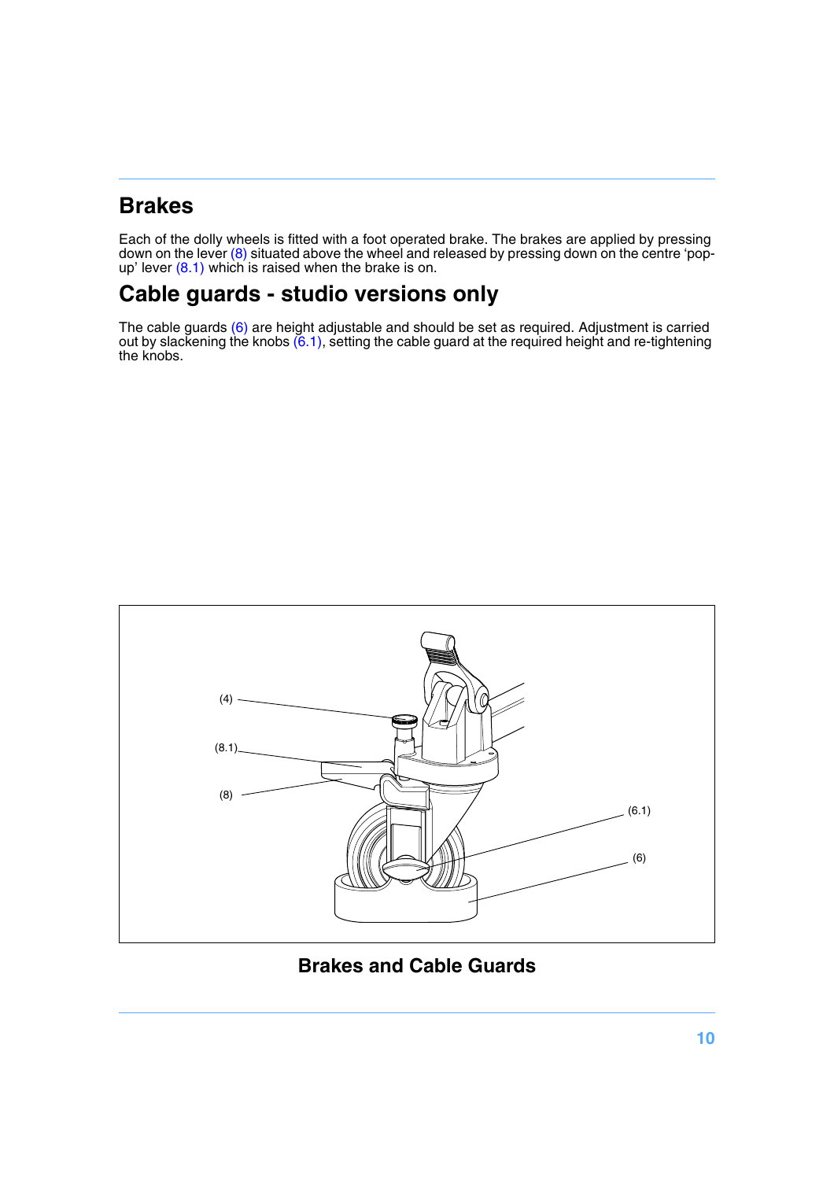## Brakes

Each of the dolly wheels is fitted with a foot operated brake. The brakes are applied by pressing down on the lever (8) situated above the wheel and released by pressing down on the centre 'pop-up' lever (8.1) which is raised when the brake is on.

## Cable guards - studio versions only

The cable guards (6) are height adjustable and should be set as required. Adjustment is carried out by slackening the knobs (6.1), setting the cable guard at the required height and re-tightening the knobs.

(4)

(8.1)

(8)

(6.1)

(6)

**Brakes and Cable Guards**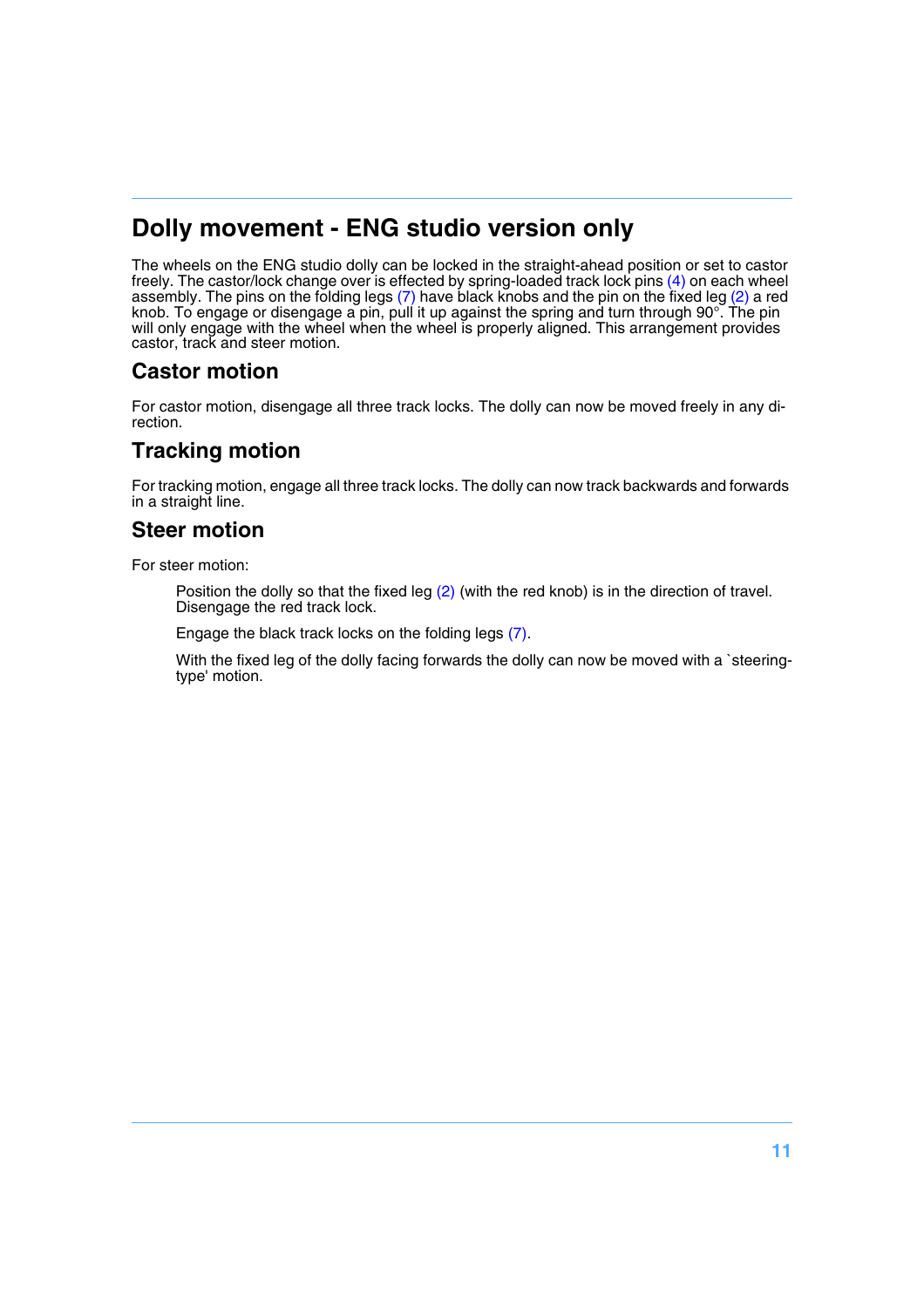## Dolly movement - ENG studio version only

The wheels on the ENG studio dolly can be locked in the straight-ahead position or set to castor freely. The castor/lock change over is effected by spring-loaded track lock pins (4) on each wheel assembly. The pins on the folding legs (7) have black knobs and the pin on the fixed leg (2) a red knob. To engage or disengage a pin, pull it up against the spring and turn through 90°. The pin will only engage with the wheel when the wheel is properly aligned. This arrangement provides castor, track and steer motion.

### Castor motion

For castor motion, disengage all three track locks. The dolly can now be moved freely in any direction.

### Tracking motion

For tracking motion, engage all three track locks. The dolly can now track backwards and forwards in a straight line.

### Steer motion

For steer motion:

Position the dolly so that the fixed leg (2) (with the red knob) is in the direction of travel. Disengage the red track lock.

Engage the black track locks on the folding legs (7).

With the fixed leg of the dolly facing forwards the dolly can now be moved with a `steering-type' motion.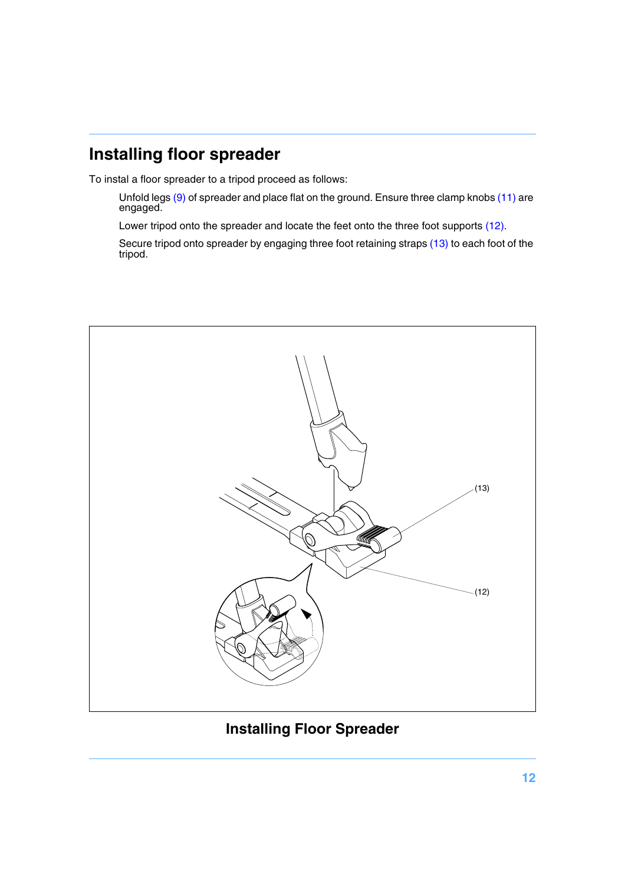# Installing floor spreader

To instal a floor spreader to a tripod proceed as follows:

Unfold legs (9) of spreader and place flat on the ground. Ensure three clamp knobs (11) are engaged.

Lower tripod onto the spreader and locate the feet onto the three foot supports (12).

Secure tripod onto spreader by engaging three foot retaining straps (13) to each foot of the tripod.

(13)

(12)

**Installing Floor Spreader**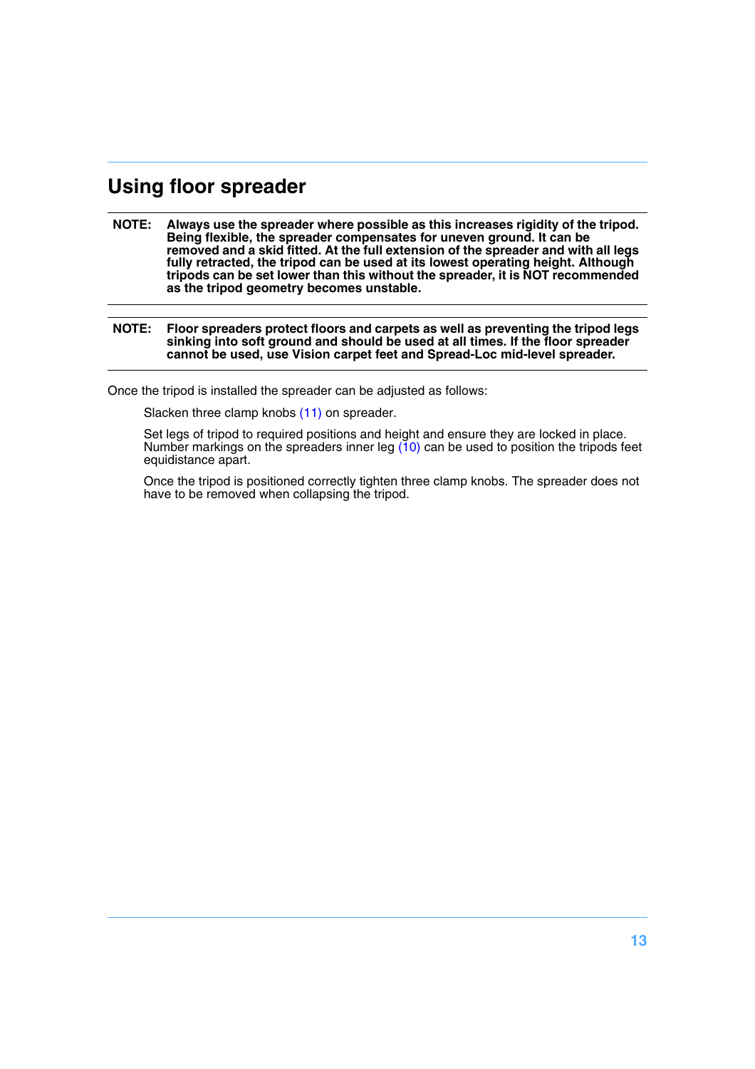## Using floor spreader

**NOTE: Always use the spreader where possible as this increases rigidity of the tripod. Being flexible, the spreader compensates for uneven ground. It can be removed and a skid fitted. At the full extension of the spreader and with all legs fully retracted, the tripod can be used at its lowest operating height. Although tripods can be set lower than this without the spreader, it is NOT recommended as the tripod geometry becomes unstable.**

**NOTE: Floor spreaders protect floors and carpets as well as preventing the tripod legs sinking into soft ground and should be used at all times. If the floor spreader cannot be used, use Vision carpet feet and Spread-Loc mid-level spreader.**

Once the tripod is installed the spreader can be adjusted as follows:

Slacken three clamp knobs (11) on spreader.

Set legs of tripod to required positions and height and ensure they are locked in place. Number markings on the spreaders inner leg (10) can be used to position the tripods feet equidistance apart.

Once the tripod is positioned correctly tighten three clamp knobs. The spreader does not have to be removed when collapsing the tripod.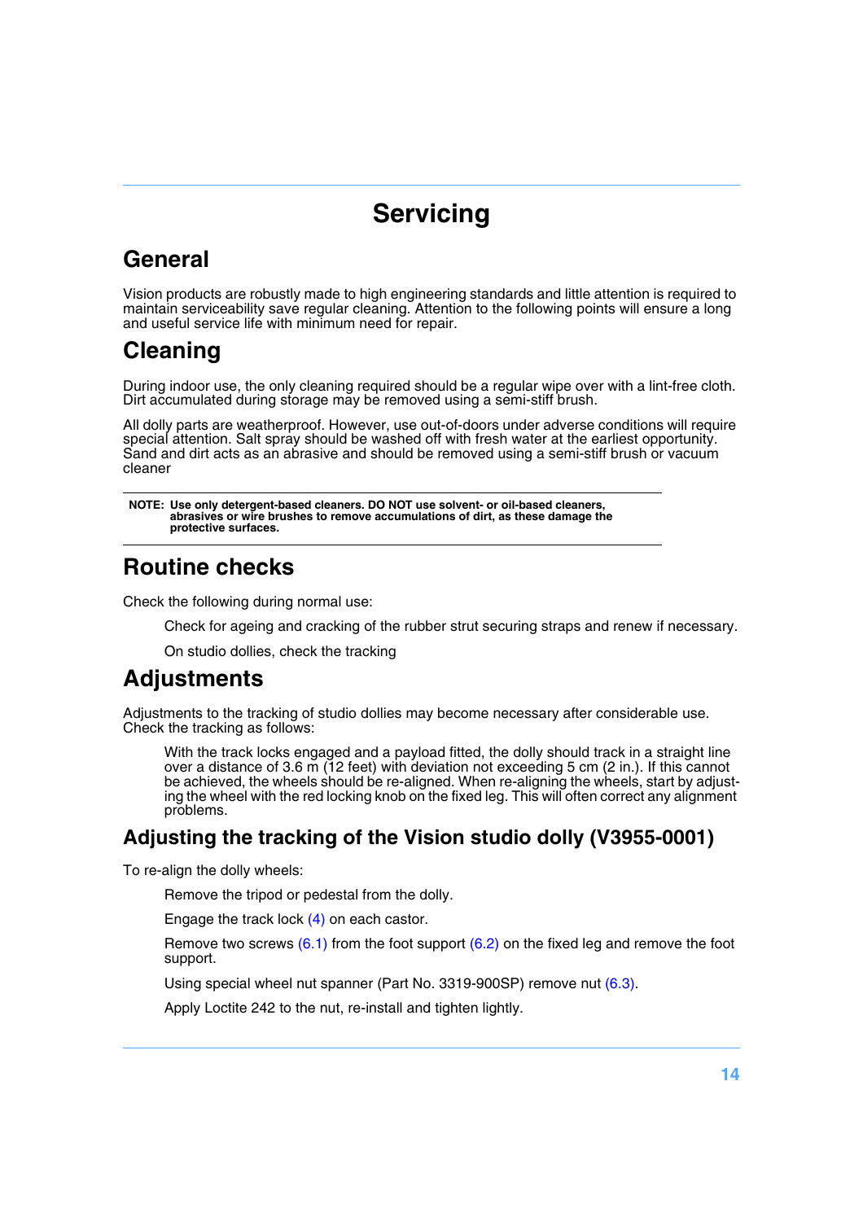# Servicing

## General

Vision products are robustly made to high engineering standards and little attention is required to maintain serviceability save regular cleaning. Attention to the following points will ensure a long and useful service life with minimum need for repair.

## Cleaning

During indoor use, the only cleaning required should be a regular wipe over with a lint-free cloth. Dirt accumulated during storage may be removed using a semi-stiff brush.

All dolly parts are weatherproof. However, use out-of-doors under adverse conditions will require special attention. Salt spray should be washed off with fresh water at the earliest opportunity. Sand and dirt acts as an abrasive and should be removed using a semi-stiff brush or vacuum cleaner

---

**NOTE: Use only detergent-based cleaners. DO NOT use solvent- or oil-based cleaners, abrasives or wire brushes to remove accumulations of dirt, as these damage the protective surfaces.**

---

## Routine checks

Check the following during normal use:

Check for ageing and cracking of the rubber strut securing straps and renew if necessary.

On studio dollies, check the tracking

## Adjustments

Adjustments to the tracking of studio dollies may become necessary after considerable use. Check the tracking as follows:

With the track locks engaged and a payload fitted, the dolly should track in a straight line over a distance of 3.6 m (12 feet) with deviation not exceeding 5 cm (2 in.). If this cannot be achieved, the wheels should be re-aligned. When re-aligning the wheels, start by adjusting the wheel with the red locking knob on the fixed leg. This will often correct any alignment problems.

### Adjusting the tracking of the Vision studio dolly (V3955-0001)

To re-align the dolly wheels:

Remove the tripod or pedestal from the dolly.

Engage the track lock (4) on each castor.

Remove two screws (6.1) from the foot support (6.2) on the fixed leg and remove the foot support.

Using special wheel nut spanner (Part No. 3319-900SP) remove nut (6.3).

Apply Loctite 242 to the nut, re-install and tighten lightly.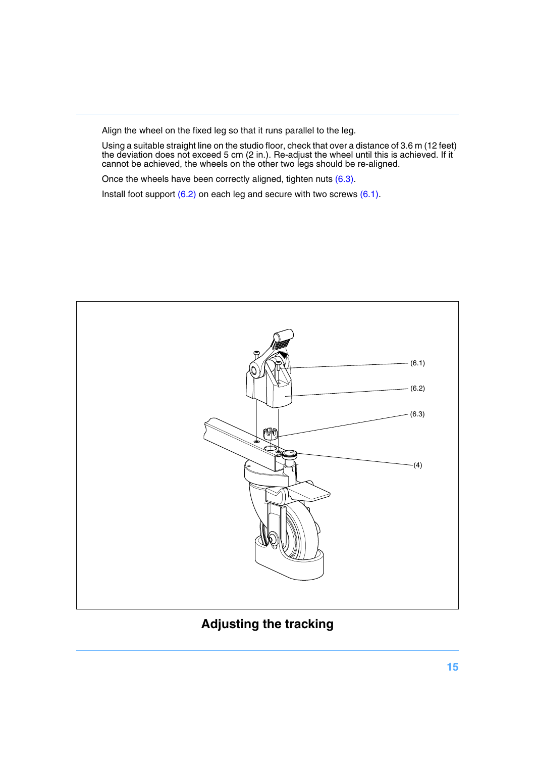Align the wheel on the fixed leg so that it runs parallel to the leg.

Using a suitable straight line on the studio floor, check that over a distance of 3.6 m (12 feet) the deviation does not exceed 5 cm (2 in.). Re-adjust the wheel until this is achieved. If it cannot be achieved, the wheels on the other two legs should be re-aligned.

Once the wheels have been correctly aligned, tighten nuts (6.3).

Install foot support (6.2) on each leg and secure with two screws (6.1).

(6.1)

(6.2)

(6.3)

(4)

**Adjusting the tracking**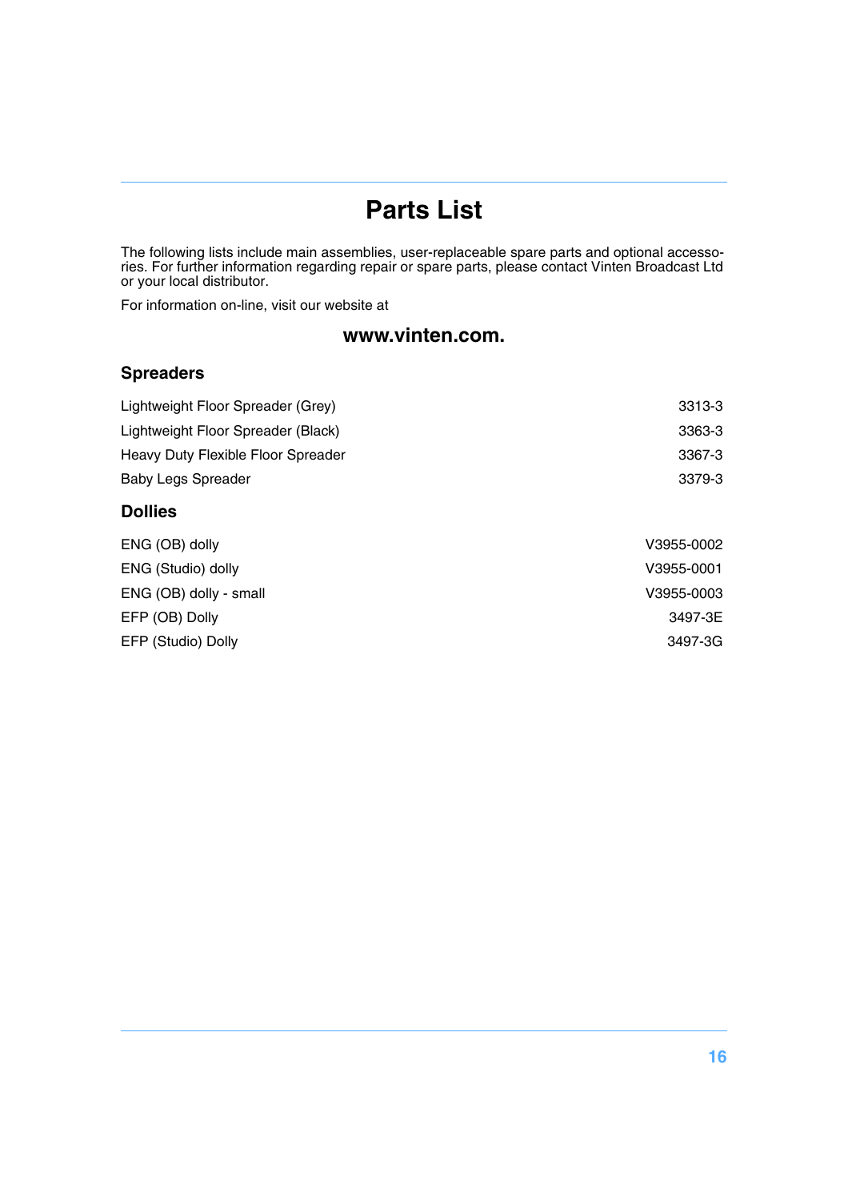# Parts List

The following lists include main assemblies, user-replaceable spare parts and optional accessories. For further information regarding repair or spare parts, please contact Vinten Broadcast Ltd or your local distributor.

For information on-line, visit our website at

**www.vinten.com.**

## Spreaders

| | |
|---|---|
| Lightweight Floor Spreader (Grey) | 3313-3 |
| Lightweight Floor Spreader (Black) | 3363-3 |
| Heavy Duty Flexible Floor Spreader | 3367-3 |
| Baby Legs Spreader | 3379-3 |

## Dollies

| | |
|---|---|
| ENG (OB) dolly | V3955-0002 |
| ENG (Studio) dolly | V3955-0001 |
| ENG (OB) dolly - small | V3955-0003 |
| EFP (OB) Dolly | 3497-3E |
| EFP (Studio) Dolly | 3497-3G |